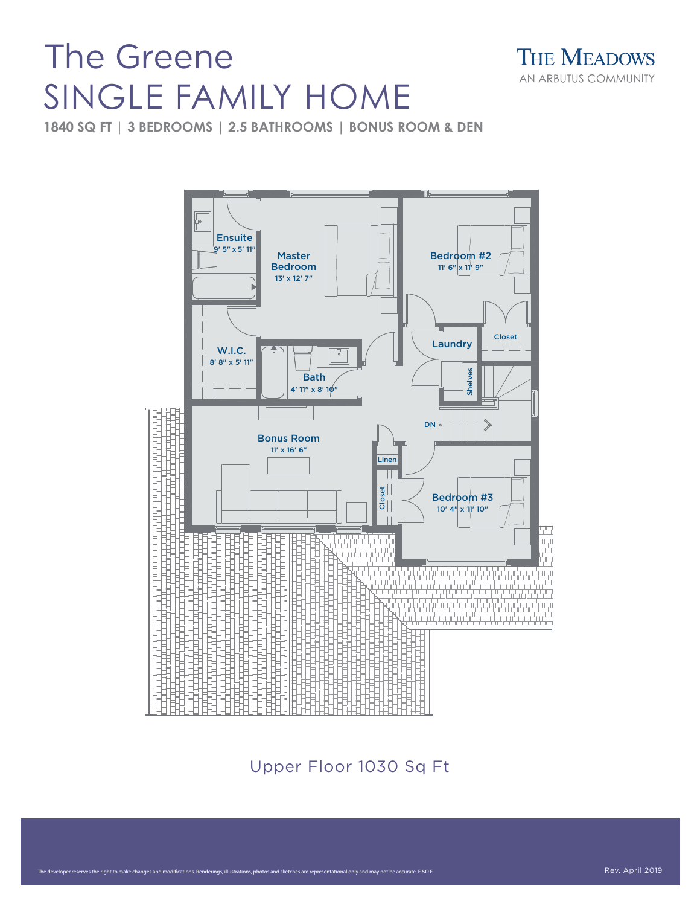# The Greene
# SINGLE FAMILY HOME

**1840 SQ FT | 3 BEDROOMS | 2.5 BATHROOMS | BONUS ROOM & DEN**

THE MEADOWS
AN ARBUTUS COMMUNITY

Ensuite
9' 5" x 5' 11"

Master Bedroom
13' x 12' 7"

Bedroom #2
11' 6" x 11' 9"

Closet

Laundry

Shelves

W.I.C.
8' 8" x 5' 11"

Bath
4' 11" x 8' 10"

DN

Bonus Room
11' x 16' 6"

Linen

Closet

Bedroom #3
10' 4" x 11' 10"

Upper Floor 1030 Sq Ft

The developer reserves the right to make changes and modifications. Renderings, illustrations, photos and sketches are representational only and may not be accurate. E.&O.E.

Rev. April 2019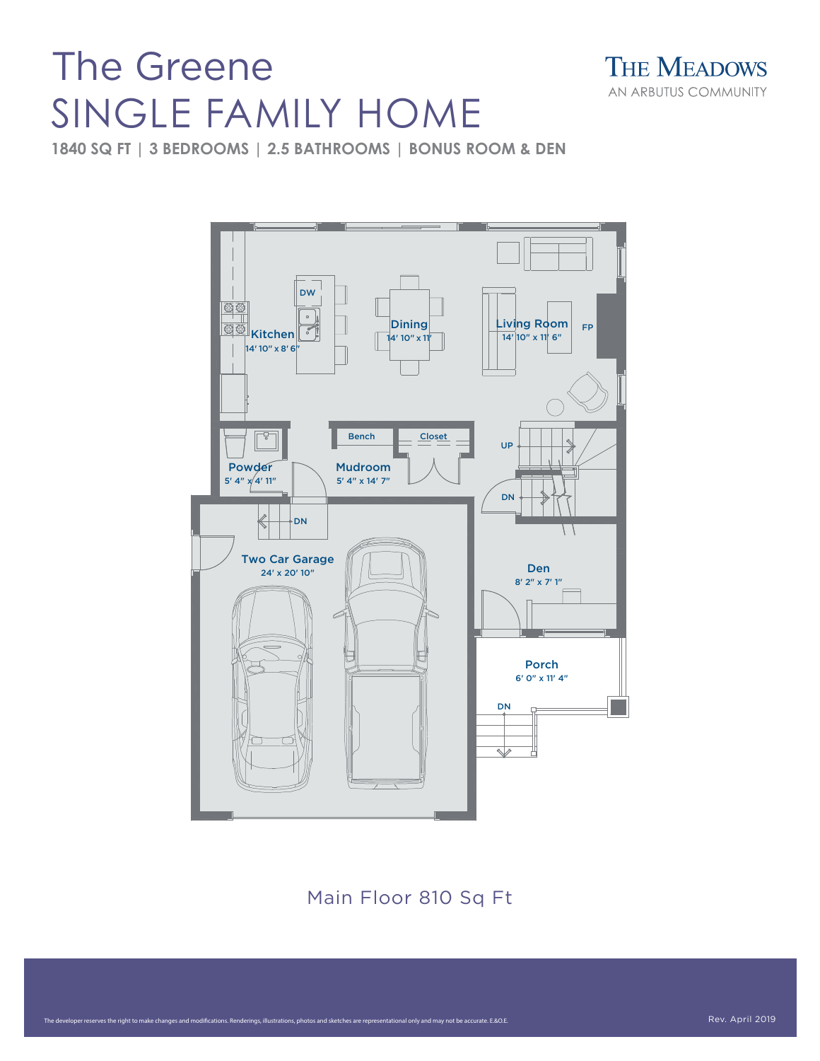# The Greene
# SINGLE FAMILY HOME

**1840 SQ FT | 3 BEDROOMS | 2.5 BATHROOMS | BONUS ROOM & DEN**

THE MEADOWS
AN ARBUTUS COMMUNITY

Kitchen
14' 10" x 8' 6"

DW

Dining
14' 10" x 11'

Living Room
14' 10" x 11' 6"

FP

Powder
5' 4" x 4' 11"

Bench

Closet

Mudroom
5' 4" x 14' 7"

UP

DN

DN

Two Car Garage
24' x 20' 10"

Den
8' 2" x 7' 1"

Porch
6' 0" x 11' 4"

DN

Main Floor 810 Sq Ft

The developer reserves the right to make changes and modifications. Renderings, illustrations, photos and sketches are representational only and may not be accurate. E.&O.E.

Rev. April 2019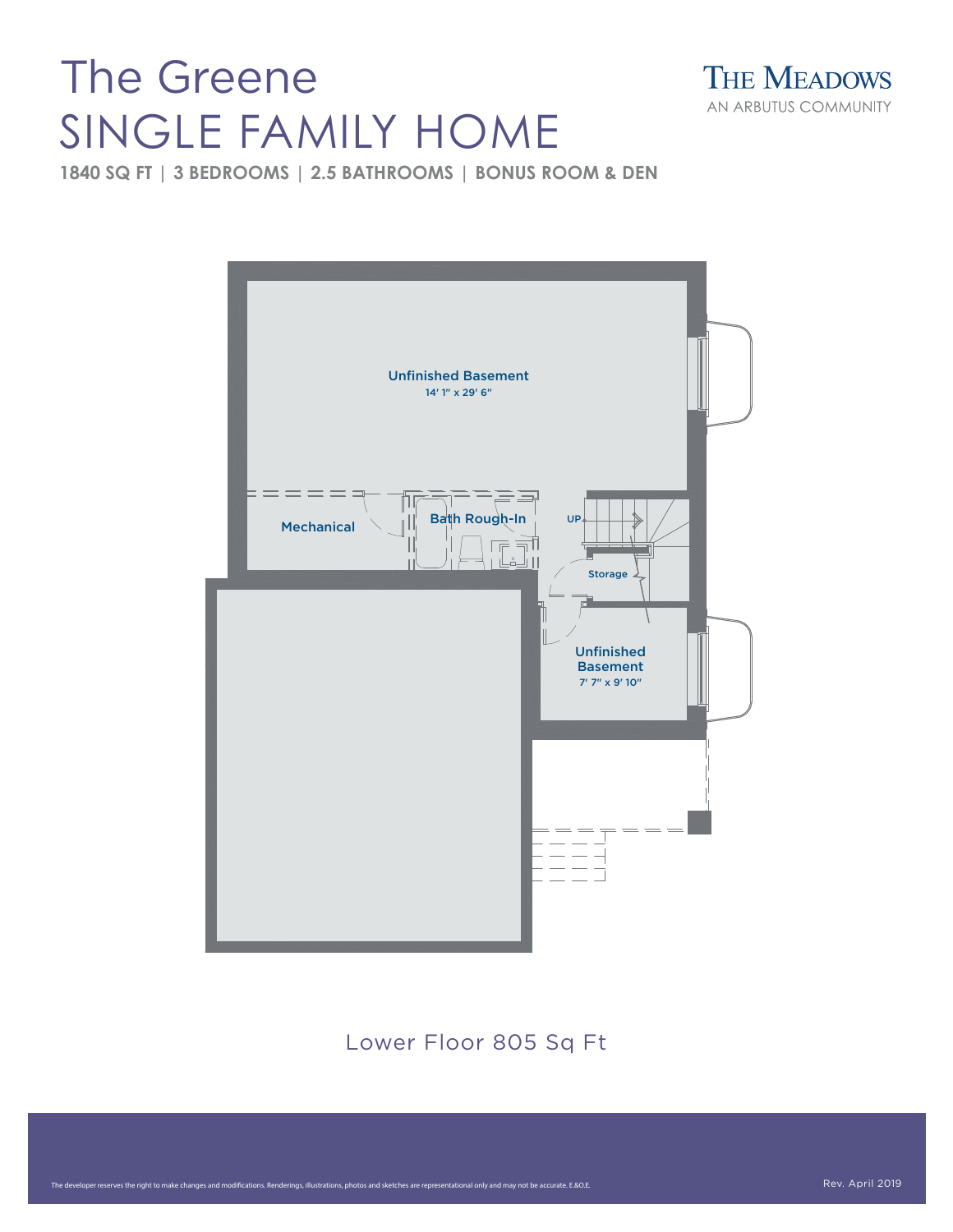# The Greene
# SINGLE FAMILY HOME

**1840 SQ FT | 3 BEDROOMS | 2.5 BATHROOMS | BONUS ROOM & DEN**

THE MEADOWS
AN ARBUTUS COMMUNITY

Unfinished Basement
14′ 1″ x 29′ 6″

Mechanical

Bath Rough-In

UP

Storage

Unfinished Basement
7′ 7″ x 9′ 10″

Lower Floor 805 Sq Ft

The developer reserves the right to make changes and modifications. Renderings, illustrations, photos and sketches are representational only and may not be accurate. E.&O.E.

Rev. April 2019